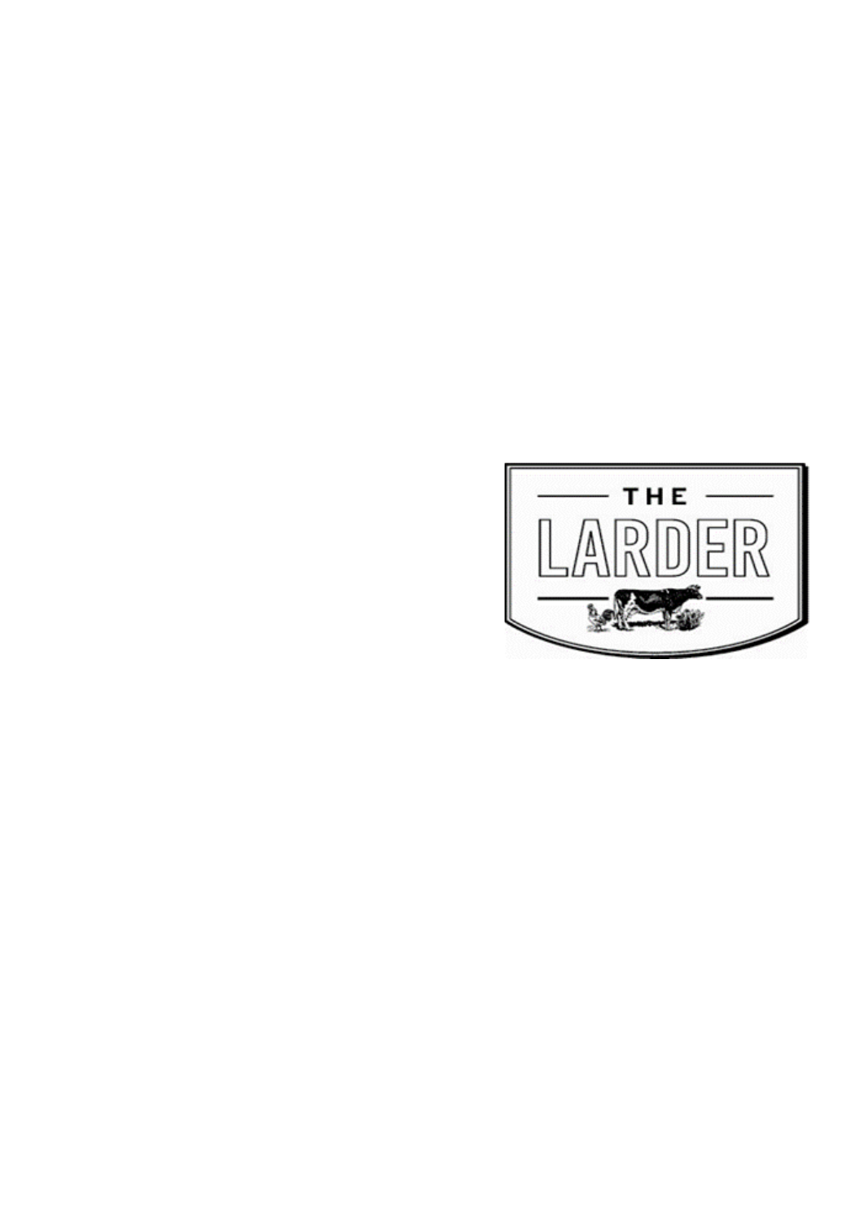THE

LARDER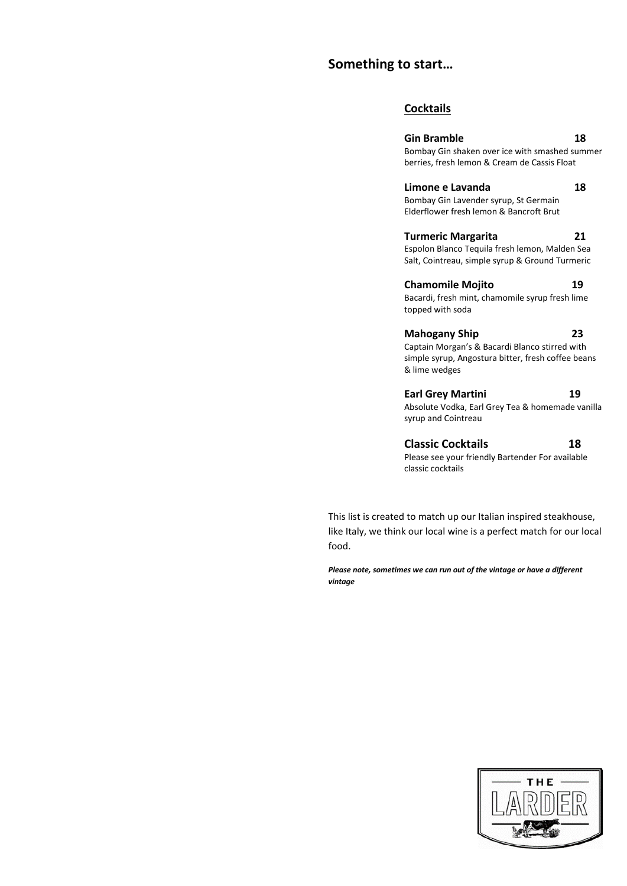# Something to start…

## Cocktails

**Gin Bramble** **18**
Bombay Gin shaken over ice with smashed summer berries, fresh lemon & Cream de Cassis Float

**Limone e Lavanda** **18**
Bombay Gin Lavender syrup, St Germain Elderflower fresh lemon & Bancroft Brut

**Turmeric Margarita** **21**
Espolon Blanco Tequila fresh lemon, Malden Sea Salt, Cointreau, simple syrup & Ground Turmeric

**Chamomile Mojito** **19**
Bacardi, fresh mint, chamomile syrup fresh lime topped with soda

**Mahogany Ship** **23**
Captain Morgan's & Bacardi Blanco stirred with simple syrup, Angostura bitter, fresh coffee beans & lime wedges

**Earl Grey Martini** **19**
Absolute Vodka, Earl Grey Tea & homemade vanilla syrup and Cointreau

**Classic Cocktails** **18**
Please see your friendly Bartender For available classic cocktails

This list is created to match up our Italian inspired steakhouse, like Italy, we think our local wine is a perfect match for our local food.

***Please note, sometimes we can run out of the vintage or have a different vintage***

THE LARDER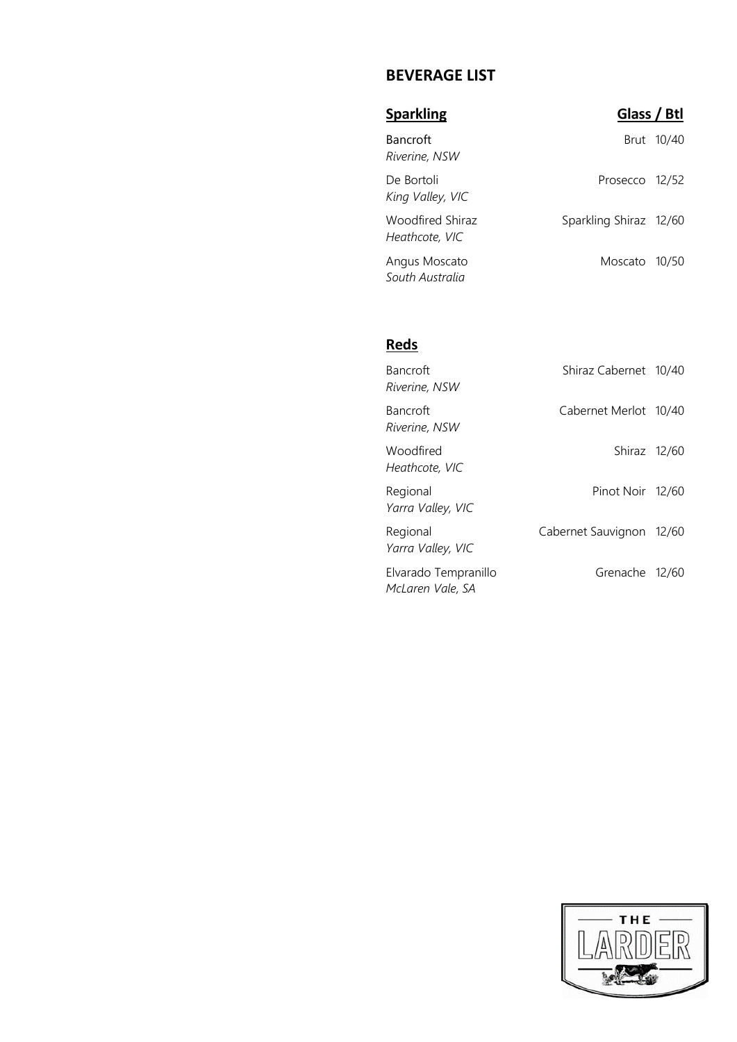# BEVERAGE LIST

| **Sparkling** | | **Glass / Btl** |
|---|---|---|
| Bancroft<br>*Riverine, NSW* | Brut | 10/40 |
| De Bortoli<br>*King Valley, VIC* | Prosecco | 12/52 |
| Woodfired Shiraz<br>*Heathcote, VIC* | Sparkling Shiraz | 12/60 |
| Angus Moscato<br>*South Australia* | Moscato | 10/50 |

| **Reds** | | |
|---|---|---|
| Bancroft<br>*Riverine, NSW* | Shiraz Cabernet | 10/40 |
| Bancroft<br>*Riverine, NSW* | Cabernet Merlot | 10/40 |
| Woodfired<br>*Heathcote, VIC* | Shiraz | 12/60 |
| Regional<br>*Yarra Valley, VIC* | Pinot Noir | 12/60 |
| Regional<br>*Yarra Valley, VIC* | Cabernet Sauvignon | 12/60 |
| Elvarado Tempranillo<br>*McLaren Vale, SA* | Grenache | 12/60 |

THE LARDER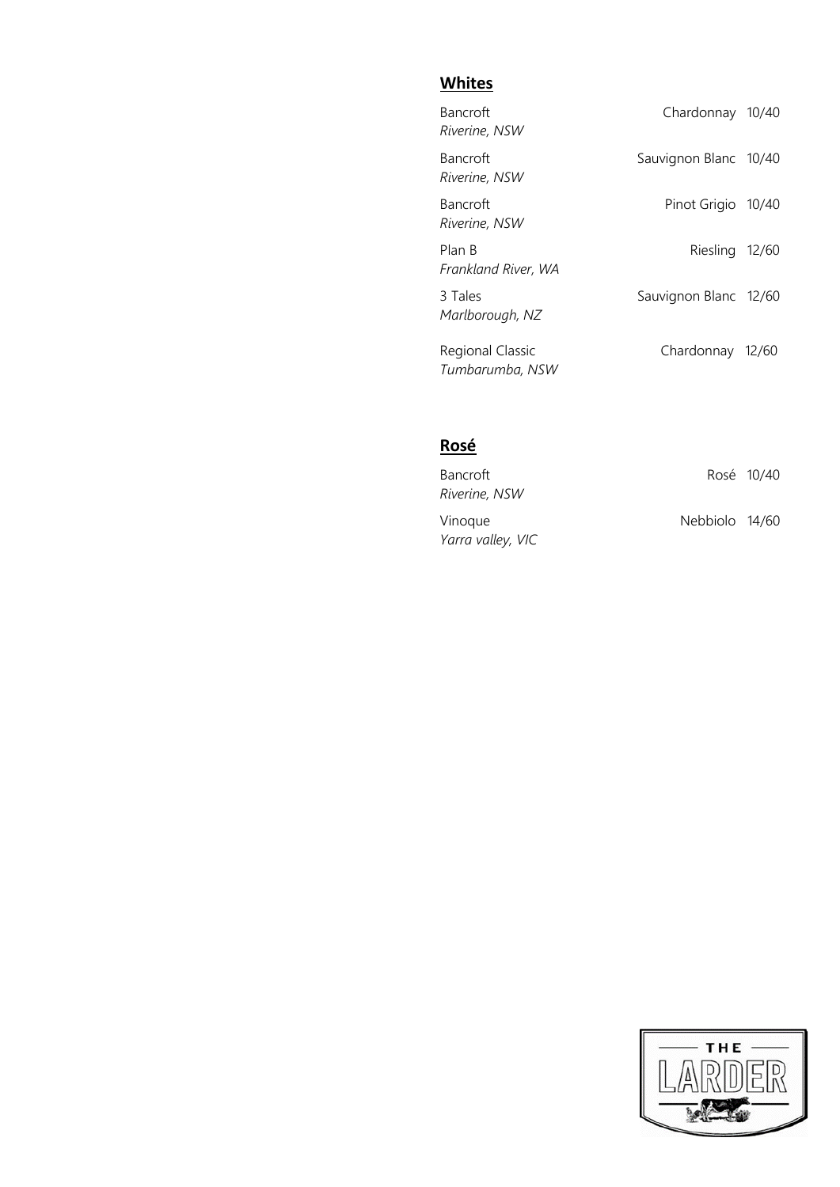## Whites

| Wine | Variety | Price |
|---|---|---|
| Bancroft<br>*Riverine, NSW* | Chardonnay | 10/40 |
| Bancroft<br>*Riverine, NSW* | Sauvignon Blanc | 10/40 |
| Bancroft<br>*Riverine, NSW* | Pinot Grigio | 10/40 |
| Plan B<br>*Frankland River, WA* | Riesling | 12/60 |
| 3 Tales<br>*Marlborough, NZ* | Sauvignon Blanc | 12/60 |
| Regional Classic<br>*Tumbarumba, NSW* | Chardonnay | 12/60 |

## Rosé

| Wine | Variety | Price |
|---|---|---|
| Bancroft<br>*Riverine, NSW* | Rosé | 10/40 |
| Vinoque<br>*Yarra valley, VIC* | Nebbiolo | 14/60 |

THE LARDER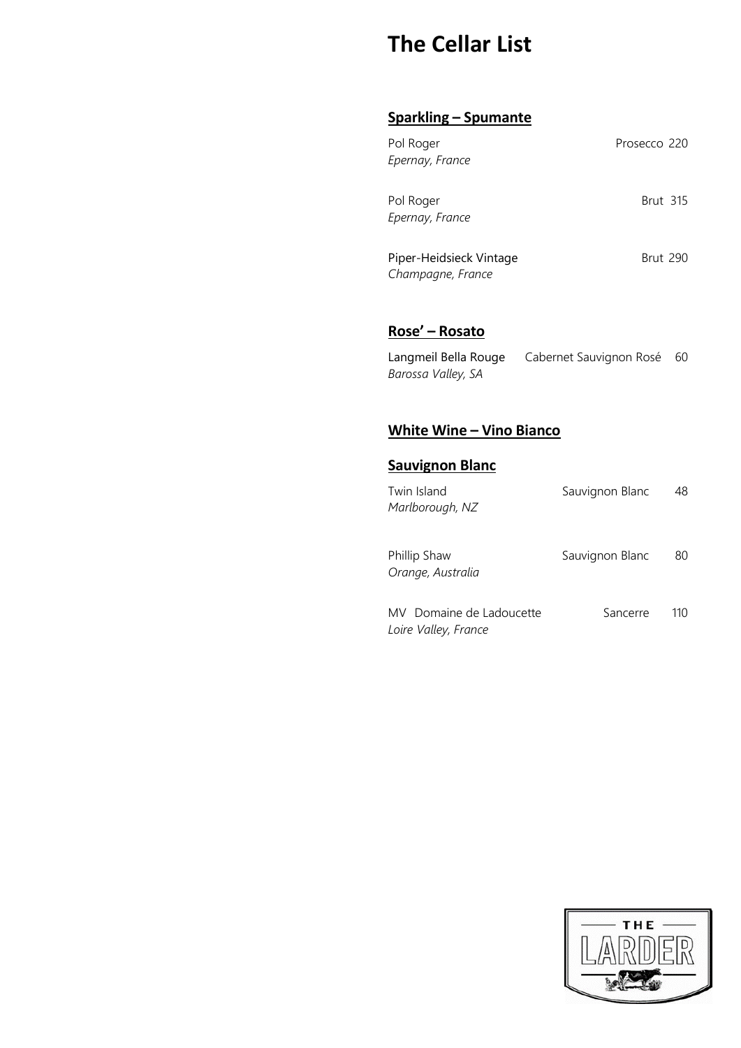# The Cellar List

## Sparkling – Spumante

| Wine | Style | Price |
|---|---|---|
| Pol Roger<br>*Epernay, France* | Prosecco | 220 |
| Pol Roger<br>*Epernay, France* | Brut | 315 |
| Piper-Heidsieck Vintage<br>*Champagne, France* | Brut | 290 |

## Rose' – Rosato

| Wine | Style | Price |
|---|---|---|
| Langmeil Bella Rouge<br>*Barossa Valley, SA* | Cabernet Sauvignon Rosé | 60 |

## White Wine – Vino Bianco

### Sauvignon Blanc

| Wine | Style | Price |
|---|---|---|
| Twin Island<br>*Marlborough, NZ* | Sauvignon Blanc | 48 |
| Phillip Shaw<br>*Orange, Australia* | Sauvignon Blanc | 80 |
| MV Domaine de Ladoucette<br>*Loire Valley, France* | Sancerre | 110 |

THE LARDER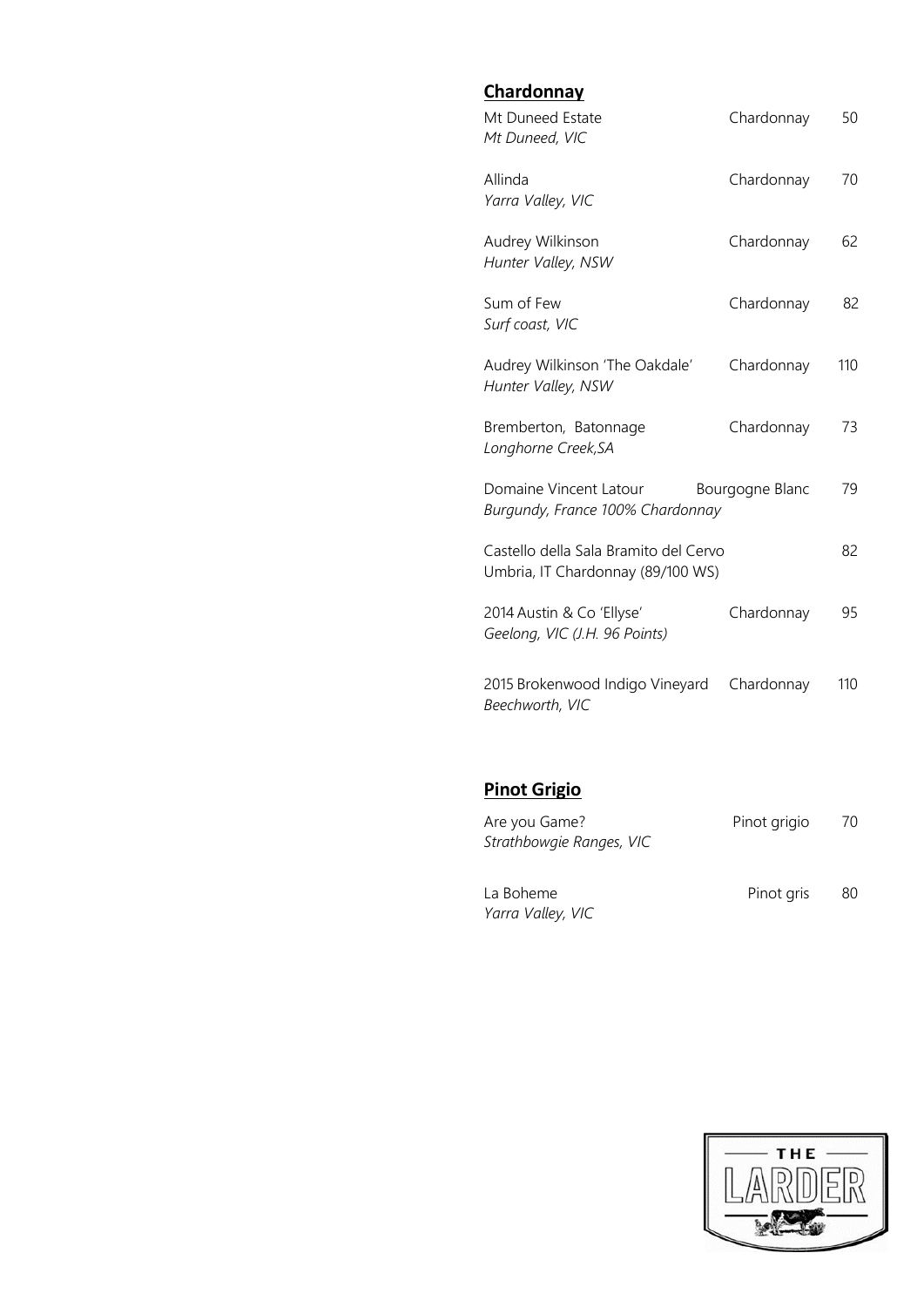## Chardonnay

| Wine | Variety | Price |
|---|---|---|
| Mt Duneed Estate<br>*Mt Duneed, VIC* | Chardonnay | 50 |
| Allinda<br>*Yarra Valley, VIC* | Chardonnay | 70 |
| Audrey Wilkinson<br>*Hunter Valley, NSW* | Chardonnay | 62 |
| Sum of Few<br>*Surf coast, VIC* | Chardonnay | 82 |
| Audrey Wilkinson 'The Oakdale'<br>*Hunter Valley, NSW* | Chardonnay | 110 |
| Bremberton, Batonnage<br>*Longhorne Creek,SA* | Chardonnay | 73 |
| Domaine Vincent Latour<br>*Burgundy, France 100% Chardonnay* | Bourgogne Blanc | 79 |
| Castello della Sala Bramito del Cervo<br>Umbria, IT Chardonnay (89/100 WS) | | 82 |
| 2014 Austin & Co 'Ellyse'<br>*Geelong, VIC (J.H. 96 Points)* | Chardonnay | 95 |
| 2015 Brokenwood Indigo Vineyard<br>*Beechworth, VIC* | Chardonnay | 110 |

## Pinot Grigio

| Wine | Variety | Price |
|---|---|---|
| Are you Game?<br>*Strathbowgie Ranges, VIC* | Pinot grigio | 70 |
| La Boheme<br>*Yarra Valley, VIC* | Pinot gris | 80 |

THE LARDER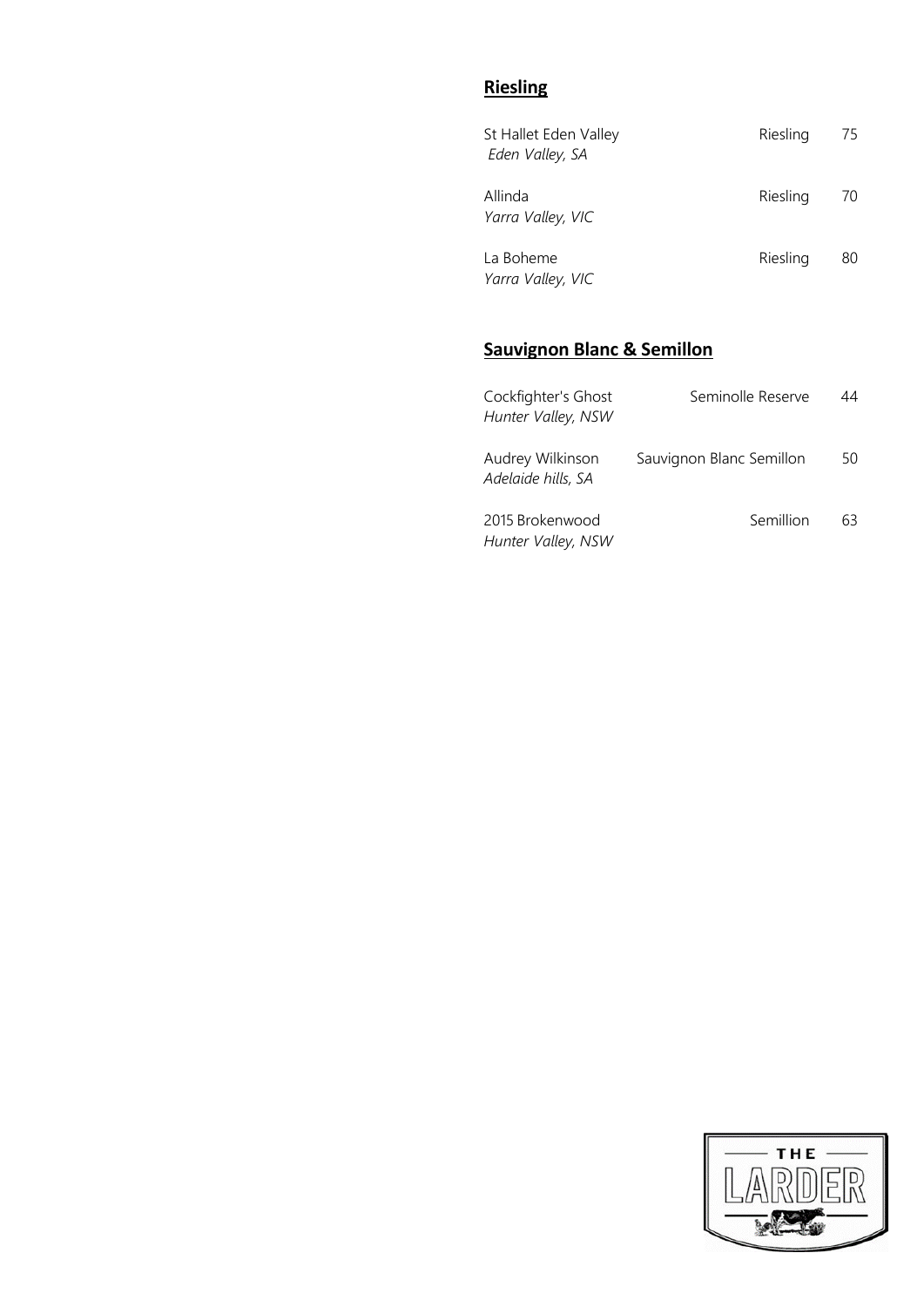## Riesling

| Wine | Variety | Price |
|---|---|---|
| St Hallet Eden Valley<br>*Eden Valley, SA* | Riesling | 75 |
| Allinda<br>*Yarra Valley, VIC* | Riesling | 70 |
| La Boheme<br>*Yarra Valley, VIC* | Riesling | 80 |

## Sauvignon Blanc & Semillon

| Wine | Variety | Price |
|---|---|---|
| Cockfighter's Ghost<br>*Hunter Valley, NSW* | Seminolle Reserve | 44 |
| Audrey Wilkinson<br>*Adelaide hills, SA* | Sauvignon Blanc Semillon | 50 |
| 2015 Brokenwood<br>*Hunter Valley, NSW* | Semillion | 63 |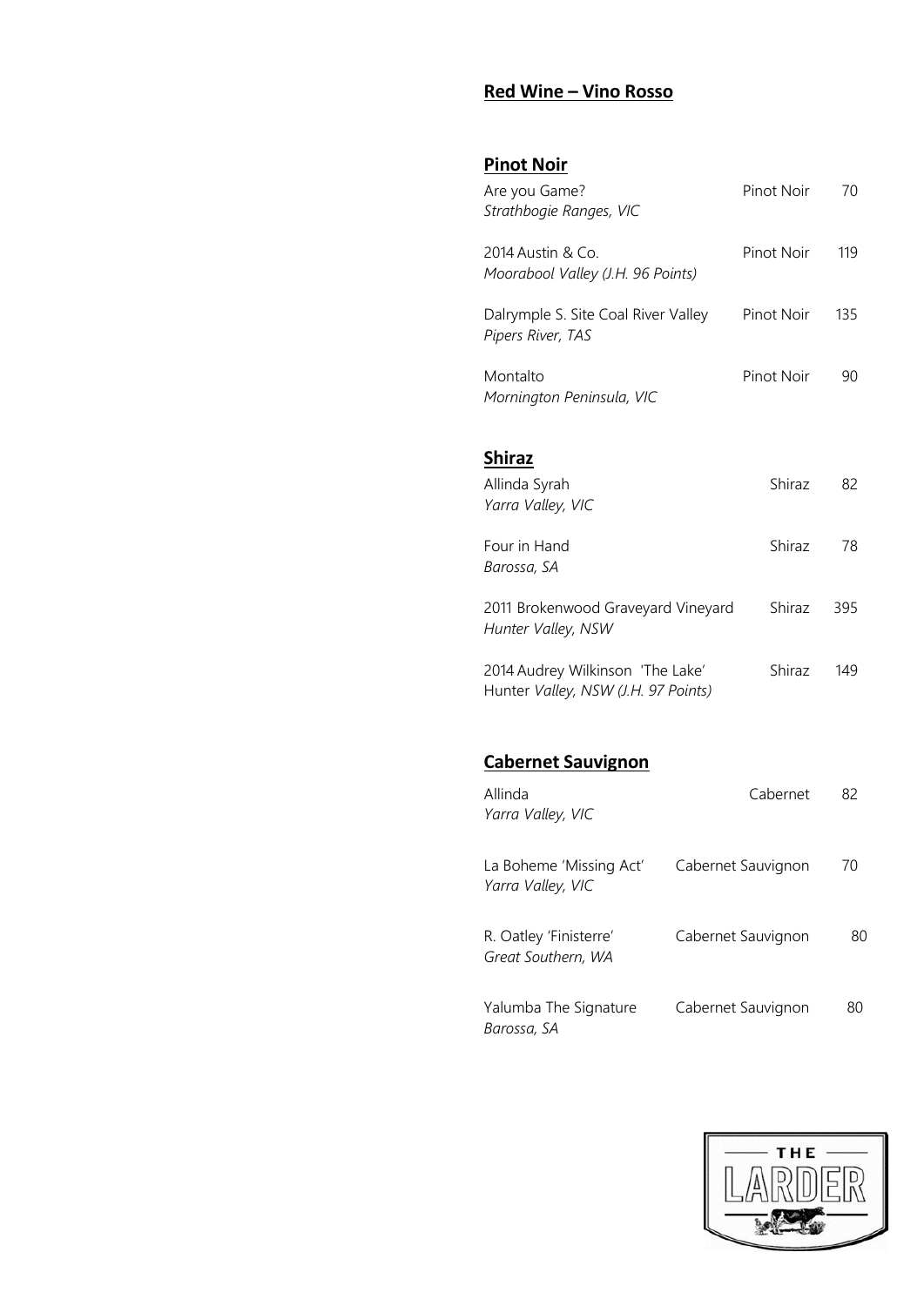## Red Wine – Vino Rosso

### Pinot Noir

| Wine | Variety | Price |
|---|---|---|
| Are you Game?<br>*Strathbogie Ranges, VIC* | Pinot Noir | 70 |
| 2014 Austin & Co.<br>*Moorabool Valley (J.H. 96 Points)* | Pinot Noir | 119 |
| Dalrymple S. Site Coal River Valley<br>*Pipers River, TAS* | Pinot Noir | 135 |
| Montalto<br>*Mornington Peninsula, VIC* | Pinot Noir | 90 |

### Shiraz

| Wine | Variety | Price |
|---|---|---|
| Allinda Syrah<br>*Yarra Valley, VIC* | Shiraz | 82 |
| Four in Hand<br>*Barossa, SA* | Shiraz | 78 |
| 2011 Brokenwood Graveyard Vineyard<br>*Hunter Valley, NSW* | Shiraz | 395 |
| 2014 Audrey Wilkinson 'The Lake'<br>Hunter *Valley, NSW (J.H. 97 Points)* | Shiraz | 149 |

### Cabernet Sauvignon

| Wine | Variety | Price |
|---|---|---|
| Allinda<br>*Yarra Valley, VIC* | Cabernet | 82 |
| La Boheme 'Missing Act'<br>*Yarra Valley, VIC* | Cabernet Sauvignon | 70 |
| R. Oatley 'Finisterre'<br>*Great Southern, WA* | Cabernet Sauvignon | 80 |
| Yalumba The Signature<br>*Barossa, SA* | Cabernet Sauvignon | 80 |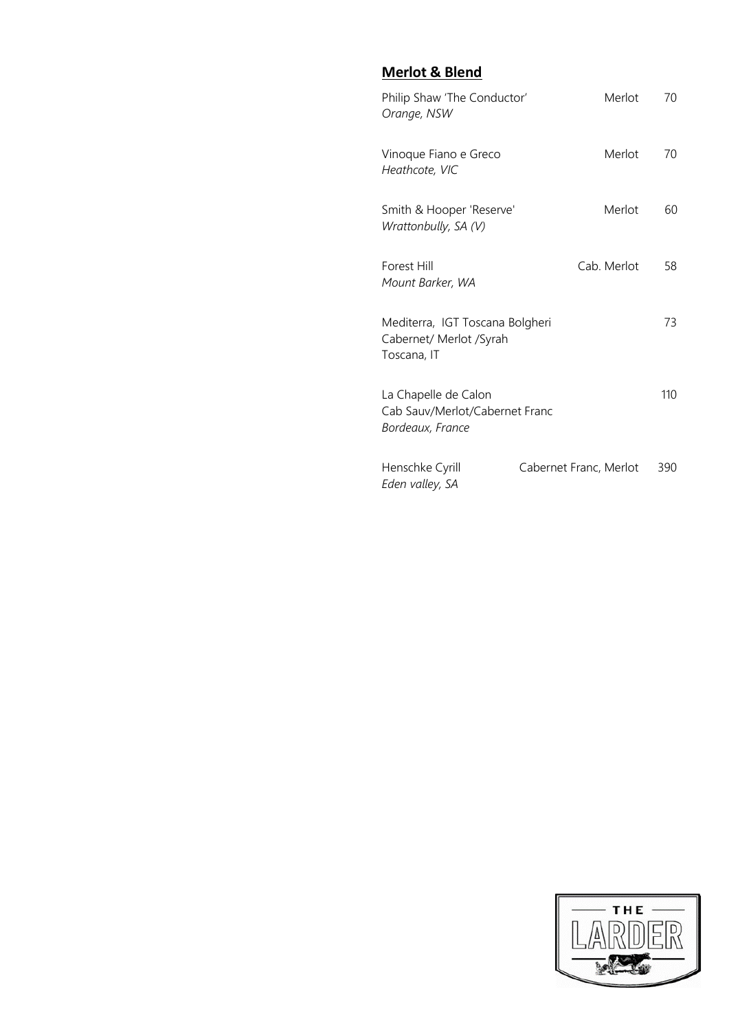## Merlot & Blend

Philip Shaw 'The Conductor' — Merlot — 70
*Orange, NSW*

Vinoque Fiano e Greco — Merlot — 70
*Heathcote, VIC*

Smith & Hooper 'Reserve' — Merlot — 60
*Wrattonbully, SA (V)*

Forest Hill — Cab. Merlot — 58
*Mount Barker, WA*

Mediterra, IGT Toscana Bolgheri — 73
Cabernet/ Merlot /Syrah
Toscana, IT

La Chapelle de Calon — 110
Cab Sauv/Merlot/Cabernet Franc
*Bordeaux, France*

Henschke Cyrill — Cabernet Franc, Merlot — 390
*Eden valley, SA*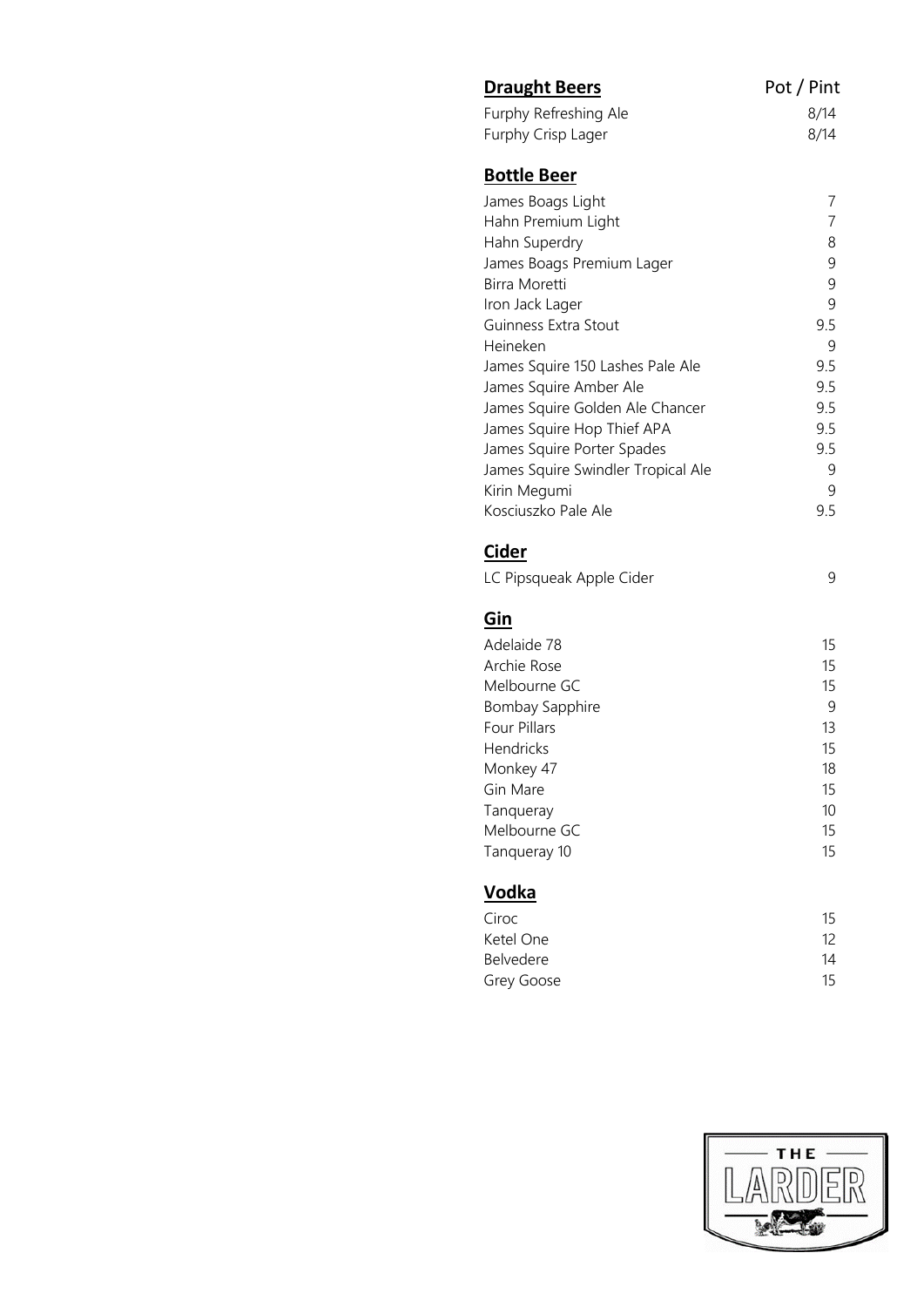| **Draught Beers** | Pot / Pint |
|---|---|
| Furphy Refreshing Ale | 8/14 |
| Furphy Crisp Lager | 8/14 |

## **Bottle Beer**

| | |
|---|---|
| James Boags Light | 7 |
| Hahn Premium Light | 7 |
| Hahn Superdry | 8 |
| James Boags Premium Lager | 9 |
| Birra Moretti | 9 |
| Iron Jack Lager | 9 |
| Guinness Extra Stout | 9.5 |
| Heineken | 9 |
| James Squire 150 Lashes Pale Ale | 9.5 |
| James Squire Amber Ale | 9.5 |
| James Squire Golden Ale Chancer | 9.5 |
| James Squire Hop Thief APA | 9.5 |
| James Squire Porter Spades | 9.5 |
| James Squire Swindler Tropical Ale | 9 |
| Kirin Megumi | 9 |
| Kosciuszko Pale Ale | 9.5 |

## **Cider**

| | |
|---|---|
| LC Pipsqueak Apple Cider | 9 |

## **Gin**

| | |
|---|---|
| Adelaide 78 | 15 |
| Archie Rose | 15 |
| Melbourne GC | 15 |
| Bombay Sapphire | 9 |
| Four Pillars | 13 |
| Hendricks | 15 |
| Monkey 47 | 18 |
| Gin Mare | 15 |
| Tanqueray | 10 |
| Melbourne GC | 15 |
| Tanqueray 10 | 15 |

## **Vodka**

| | |
|---|---|
| Ciroc | 15 |
| Ketel One | 12 |
| Belvedere | 14 |
| Grey Goose | 15 |

THE LARDER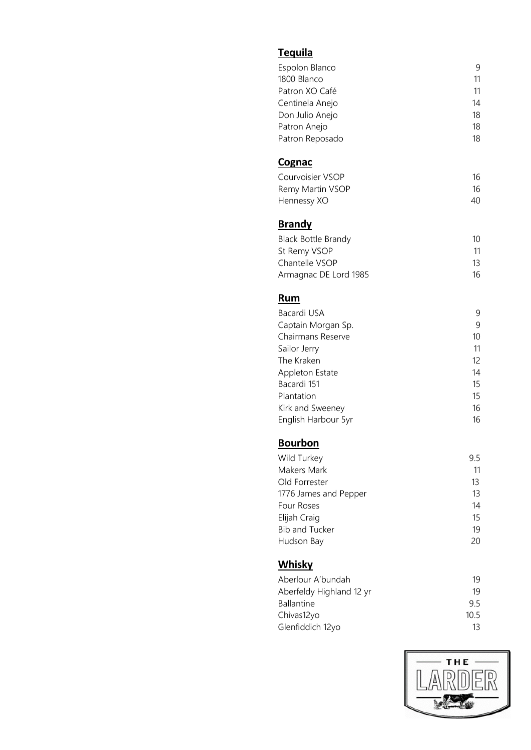## Tequila

| | |
|---|---|
| Espolon Blanco | 9 |
| 1800 Blanco | 11 |
| Patron XO Café | 11 |
| Centinela Anejo | 14 |
| Don Julio Anejo | 18 |
| Patron Anejo | 18 |
| Patron Reposado | 18 |

## Cognac

| | |
|---|---|
| Courvoisier VSOP | 16 |
| Remy Martin VSOP | 16 |
| Hennessy XO | 40 |

## Brandy

| | |
|---|---|
| Black Bottle Brandy | 10 |
| St Remy VSOP | 11 |
| Chantelle VSOP | 13 |
| Armagnac DE Lord 1985 | 16 |

## Rum

| | |
|---|---|
| Bacardi USA | 9 |
| Captain Morgan Sp. | 9 |
| Chairmans Reserve | 10 |
| Sailor Jerry | 11 |
| The Kraken | 12 |
| Appleton Estate | 14 |
| Bacardi 151 | 15 |
| Plantation | 15 |
| Kirk and Sweeney | 16 |
| English Harbour 5yr | 16 |

## Bourbon

| | |
|---|---|
| Wild Turkey | 9.5 |
| Makers Mark | 11 |
| Old Forrester | 13 |
| 1776 James and Pepper | 13 |
| Four Roses | 14 |
| Elijah Craig | 15 |
| Bib and Tucker | 19 |
| Hudson Bay | 20 |

## Whisky

| | |
|---|---|
| Aberlour A'bundah | 19 |
| Aberfeldy Highland 12 yr | 19 |
| Ballantine | 9.5 |
| Chivas12yo | 10.5 |
| Glenfiddich 12yo | 13 |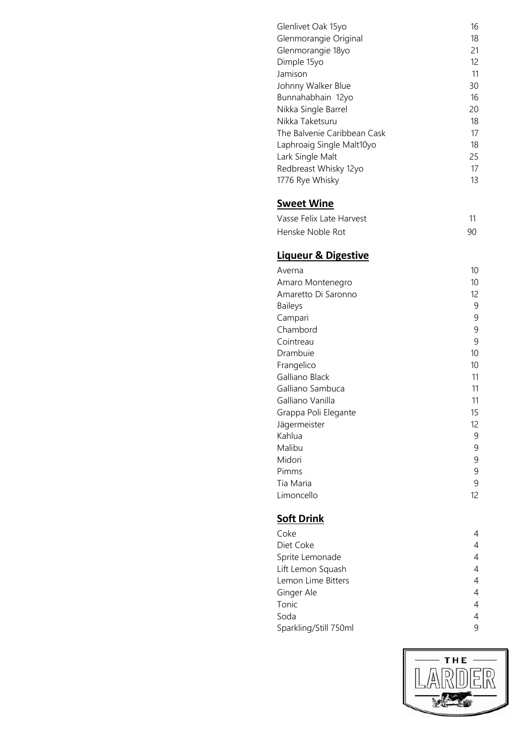| | |
|---|---|
| Glenlivet Oak 15yo | 16 |
| Glenmorangie Original | 18 |
| Glenmorangie 18yo | 21 |
| Dimple 15yo | 12 |
| Jamison | 11 |
| Johnny Walker Blue | 30 |
| Bunnahabhain 12yo | 16 |
| Nikka Single Barrel | 20 |
| Nikka Taketsuru | 18 |
| The Balvenie Caribbean Cask | 17 |
| Laphroaig Single Malt10yo | 18 |
| Lark Single Malt | 25 |
| Redbreast Whisky 12yo | 17 |
| 1776 Rye Whisky | 13 |

## Sweet Wine

| | |
|---|---|
| Vasse Felix Late Harvest | 11 |
| Henske Noble Rot | 90 |

## Liqueur & Digestive

| | |
|---|---|
| Averna | 10 |
| Amaro Montenegro | 10 |
| Amaretto Di Saronno | 12 |
| Baileys | 9 |
| Campari | 9 |
| Chambord | 9 |
| Cointreau | 9 |
| Drambuie | 10 |
| Frangelico | 10 |
| Galliano Black | 11 |
| Galliano Sambuca | 11 |
| Galliano Vanilla | 11 |
| Grappa Poli Elegante | 15 |
| Jägermeister | 12 |
| Kahlua | 9 |
| Malibu | 9 |
| Midori | 9 |
| Pimms | 9 |
| Tia Maria | 9 |
| Limoncello | 12 |

## Soft Drink

| | |
|---|---|
| Coke | 4 |
| Diet Coke | 4 |
| Sprite Lemonade | 4 |
| Lift Lemon Squash | 4 |
| Lemon Lime Bitters | 4 |
| Ginger Ale | 4 |
| Tonic | 4 |
| Soda | 4 |
| Sparkling/Still 750ml | 9 |

THE LARDER